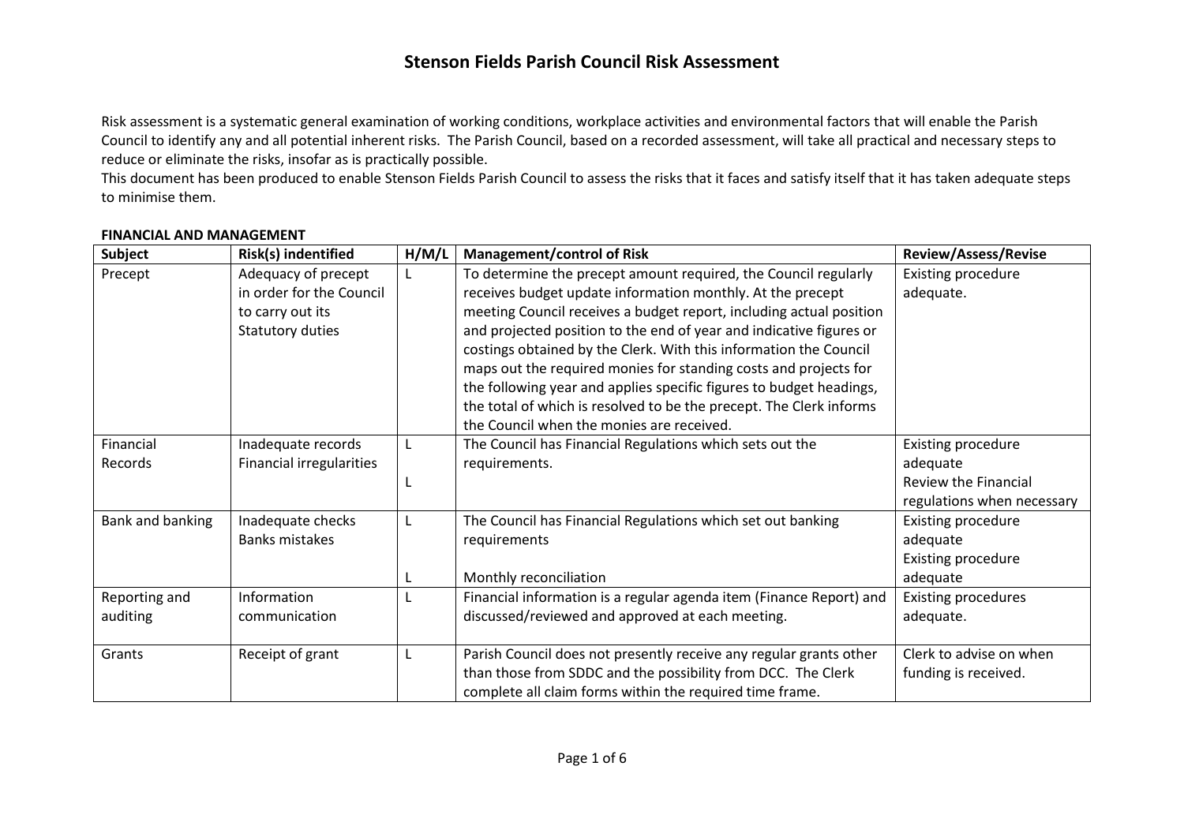# Stenson Fields Parish Council Risk Assessment

Risk assessment is a systematic general examination of working conditions, workplace activities and environmental factors that will enable the Parish Council to identify any and all potential inherent risks. The Parish Council, based on a recorded assessment, will take all practical and necessary steps to reduce or eliminate the risks, insofar as is practically possible.
This document has been produced to enable Stenson Fields Parish Council to assess the risks that it faces and satisfy itself that it has taken adequate steps to minimise them.

**FINANCIAL AND MANAGEMENT**

| Subject | Risk(s) indentified | H/M/L | Management/control of Risk | Review/Assess/Revise |
|---|---|---|---|---|
| Precept | Adequacy of precept in order for the Council to carry out its Statutory duties | L | To determine the precept amount required, the Council regularly receives budget update information monthly. At the precept meeting Council receives a budget report, including actual position and projected position to the end of year and indicative figures or costings obtained by the Clerk. With this information the Council maps out the required monies for standing costs and projects for the following year and applies specific figures to budget headings, the total of which is resolved to be the precept. The Clerk informs the Council when the monies are received. | Existing procedure adequate. |
| Financial Records | Inadequate records<br>Financial irregularities | L<br><br>L | The Council has Financial Regulations which sets out the requirements. | Existing procedure adequate<br>Review the Financial regulations when necessary |
| Bank and banking | Inadequate checks<br>Banks mistakes | L<br><br>L | The Council has Financial Regulations which set out banking requirements<br><br>Monthly reconciliation | Existing procedure adequate<br>Existing procedure adequate |
| Reporting and auditing | Information communication | L | Financial information is a regular agenda item (Finance Report) and discussed/reviewed and approved at each meeting. | Existing procedures adequate. |
| Grants | Receipt of grant | L | Parish Council does not presently receive any regular grants other than those from SDDC and the possibility from DCC. The Clerk complete all claim forms within the required time frame. | Clerk to advise on when funding is received. |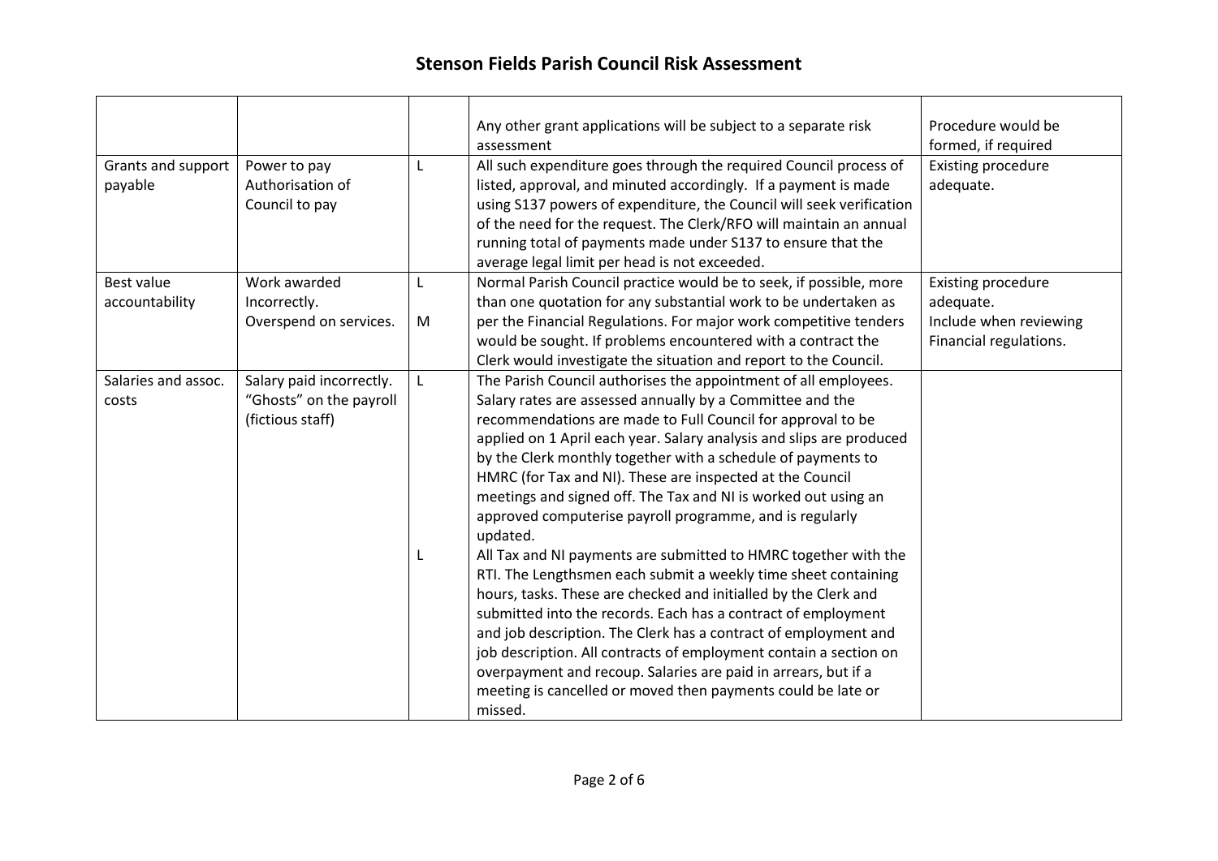# Stenson Fields Parish Council Risk Assessment

| | | | | |
|---|---|---|---|---|
| | | | Any other grant applications will be subject to a separate risk assessment | Procedure would be formed, if required |
| Grants and support payable | Power to pay Authorisation of Council to pay | L | All such expenditure goes through the required Council process of listed, approval, and minuted accordingly. If a payment is made using S137 powers of expenditure, the Council will seek verification of the need for the request. The Clerk/RFO will maintain an annual running total of payments made under S137 to ensure that the average legal limit per head is not exceeded. | Existing procedure adequate. |
| Best value accountability | Work awarded Incorrectly. Overspend on services. | L<br>M | Normal Parish Council practice would be to seek, if possible, more than one quotation for any substantial work to be undertaken as per the Financial Regulations. For major work competitive tenders would be sought. If problems encountered with a contract the Clerk would investigate the situation and report to the Council. | Existing procedure adequate. Include when reviewing Financial regulations. |
| Salaries and assoc. costs | Salary paid incorrectly. "Ghosts" on the payroll (fictious staff) | L<br>L | The Parish Council authorises the appointment of all employees. Salary rates are assessed annually by a Committee and the recommendations are made to Full Council for approval to be applied on 1 April each year. Salary analysis and slips are produced by the Clerk monthly together with a schedule of payments to HMRC (for Tax and NI). These are inspected at the Council meetings and signed off. The Tax and NI is worked out using an approved computerise payroll programme, and is regularly updated.<br>All Tax and NI payments are submitted to HMRC together with the RTI. The Lengthsmen each submit a weekly time sheet containing hours, tasks. These are checked and initialled by the Clerk and submitted into the records. Each has a contract of employment and job description. The Clerk has a contract of employment and job description. All contracts of employment contain a section on overpayment and recoup. Salaries are paid in arrears, but if a meeting is cancelled or moved then payments could be late or missed. | |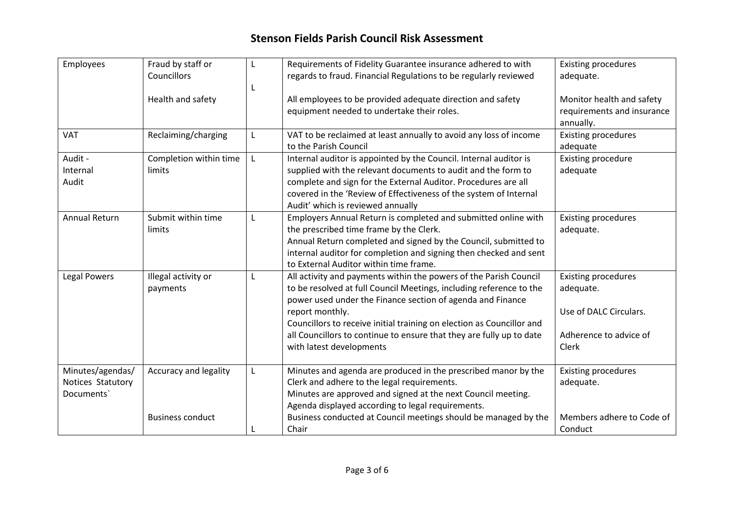# Stenson Fields Parish Council Risk Assessment

| | | | | |
|---|---|---|---|---|
| Employees | Fraud by staff or Councillors<br><br>Health and safety | L<br><br>L | Requirements of Fidelity Guarantee insurance adhered to with regards to fraud. Financial Regulations to be regularly reviewed<br><br>All employees to be provided adequate direction and safety equipment needed to undertake their roles. | Existing procedures adequate.<br><br>Monitor health and safety requirements and insurance annually. |
| VAT | Reclaiming/charging | L | VAT to be reclaimed at least annually to avoid any loss of income to the Parish Council | Existing procedures adequate |
| Audit - Internal Audit | Completion within time limits | L | Internal auditor is appointed by the Council. Internal auditor is supplied with the relevant documents to audit and the form to complete and sign for the External Auditor. Procedures are all covered in the 'Review of Effectiveness of the system of Internal Audit' which is reviewed annually | Existing procedure adequate |
| Annual Return | Submit within time limits | L | Employers Annual Return is completed and submitted online with the prescribed time frame by the Clerk.<br>Annual Return completed and signed by the Council, submitted to internal auditor for completion and signing then checked and sent to External Auditor within time frame. | Existing procedures adequate. |
| Legal Powers | Illegal activity or payments | L | All activity and payments within the powers of the Parish Council to be resolved at full Council Meetings, including reference to the power used under the Finance section of agenda and Finance report monthly.<br>Councillors to receive initial training on election as Councillor and all Councillors to continue to ensure that they are fully up to date with latest developments | Existing procedures adequate.<br><br>Use of DALC Circulars.<br><br>Adherence to advice of Clerk |
| Minutes/agendas/ Notices Statutory Documents` | Accuracy and legality<br><br>Business conduct | L<br><br>L | Minutes and agenda are produced in the prescribed manor by the Clerk and adhere to the legal requirements.<br>Minutes are approved and signed at the next Council meeting.<br>Agenda displayed according to legal requirements.<br>Business conducted at Council meetings should be managed by the Chair | Existing procedures adequate.<br><br>Members adhere to Code of Conduct |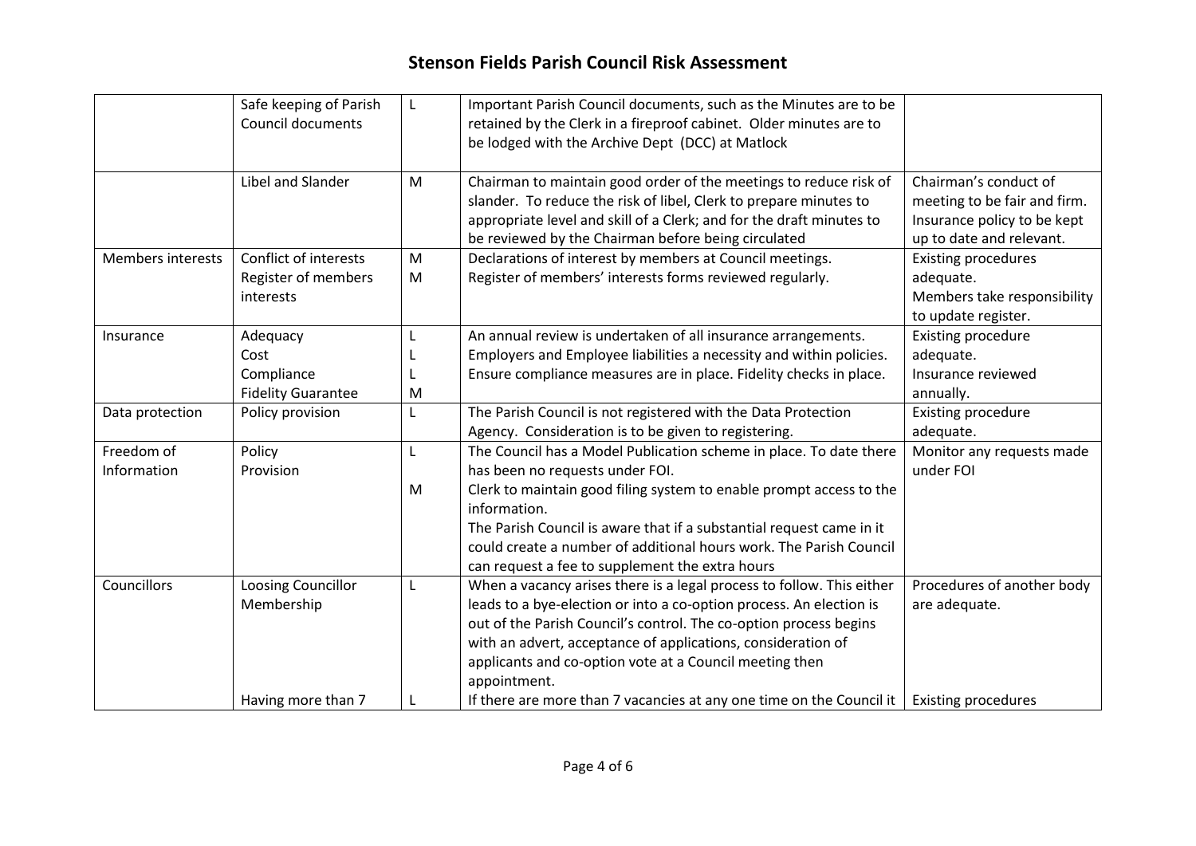# Stenson Fields Parish Council Risk Assessment

| | | | | |
|---|---|---|---|---|
| | Safe keeping of Parish Council documents | L | Important Parish Council documents, such as the Minutes are to be retained by the Clerk in a fireproof cabinet. Older minutes are to be lodged with the Archive Dept (DCC) at Matlock | |
| | Libel and Slander | M | Chairman to maintain good order of the meetings to reduce risk of slander. To reduce the risk of libel, Clerk to prepare minutes to appropriate level and skill of a Clerk; and for the draft minutes to be reviewed by the Chairman before being circulated | Chairman's conduct of meeting to be fair and firm. Insurance policy to be kept up to date and relevant. |
| Members interests | Conflict of interests<br>Register of members interests | M<br>M | Declarations of interest by members at Council meetings.<br>Register of members' interests forms reviewed regularly. | Existing procedures adequate.<br>Members take responsibility to update register. |
| Insurance | Adequacy<br>Cost<br>Compliance<br>Fidelity Guarantee | L<br>L<br>L<br>M | An annual review is undertaken of all insurance arrangements.<br>Employers and Employee liabilities a necessity and within policies.<br>Ensure compliance measures are in place. Fidelity checks in place. | Existing procedure adequate.<br>Insurance reviewed annually. |
| Data protection | Policy provision | L | The Parish Council is not registered with the Data Protection Agency. Consideration is to be given to registering. | Existing procedure adequate. |
| Freedom of Information | Policy<br>Provision | L<br><br>M | The Council has a Model Publication scheme in place. To date there has been no requests under FOI.<br>Clerk to maintain good filing system to enable prompt access to the information.<br>The Parish Council is aware that if a substantial request came in it could create a number of additional hours work. The Parish Council can request a fee to supplement the extra hours | Monitor any requests made under FOI |
| Councillors | Loosing Councillor Membership<br><br><br><br><br>Having more than 7 | L<br><br><br><br><br>L | When a vacancy arises there is a legal process to follow. This either leads to a bye-election or into a co-option process. An election is out of the Parish Council's control. The co-option process begins with an advert, acceptance of applications, consideration of applicants and co-option vote at a Council meeting then appointment.<br>If there are more than 7 vacancies at any one time on the Council it | Procedures of another body are adequate.<br><br><br><br><br>Existing procedures |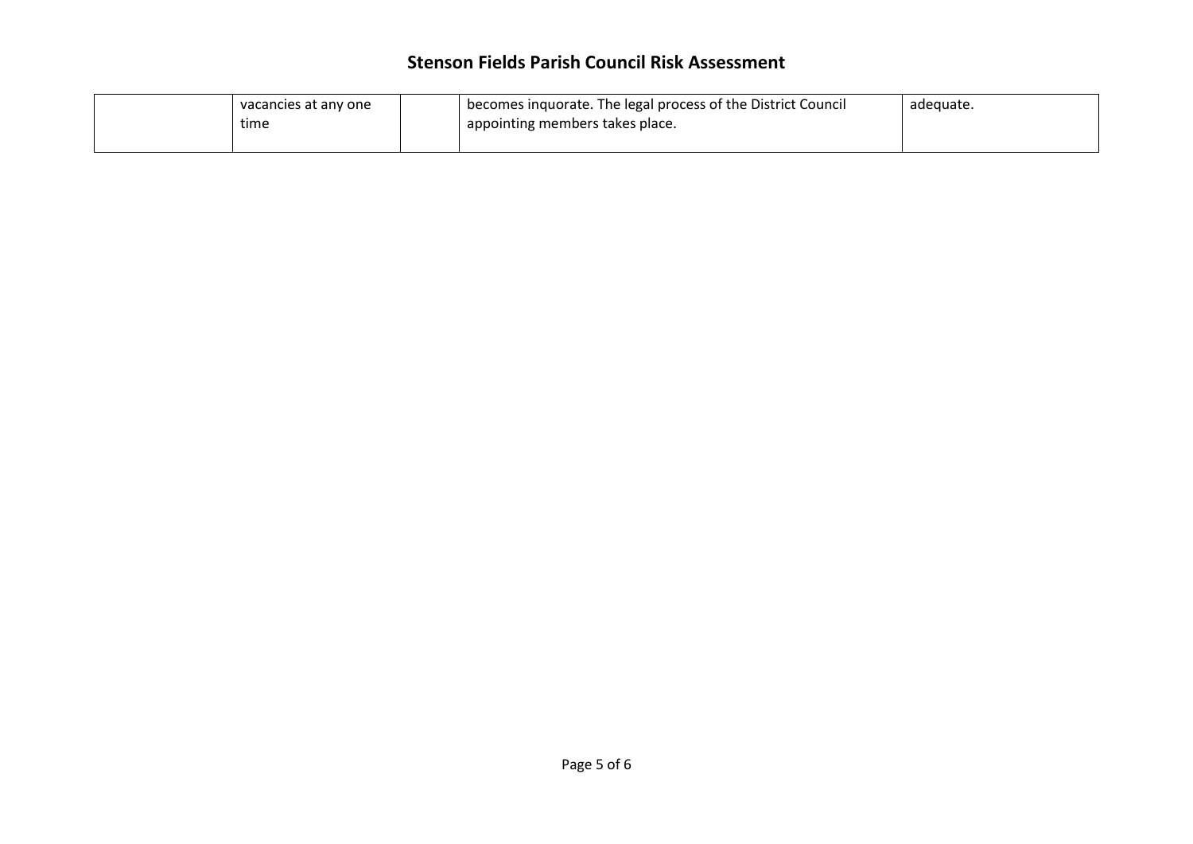|  |  |  |  |  |
|---|---|---|---|---|
|  | vacancies at any one time |  | becomes inquorate. The legal process of the District Council appointing members takes place. | adequate. |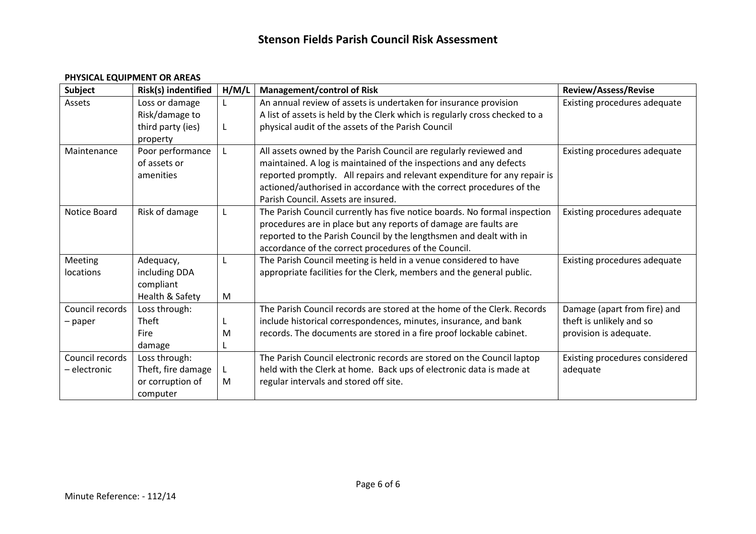# Stenson Fields Parish Council Risk Assessment

**PHYSICAL EQUIPMENT OR AREAS**

| Subject | Risk(s) indentified | H/M/L | Management/control of Risk | Review/Assess/Revise |
|---|---|---|---|---|
| Assets | Loss or damage<br>Risk/damage to third party (ies) property | L<br><br>L | An annual review of assets is undertaken for insurance provision<br>A list of assets is held by the Clerk which is regularly cross checked to a physical audit of the assets of the Parish Council | Existing procedures adequate |
| Maintenance | Poor performance of assets or amenities | L | All assets owned by the Parish Council are regularly reviewed and maintained. A log is maintained of the inspections and any defects reported promptly. All repairs and relevant expenditure for any repair is actioned/authorised in accordance with the correct procedures of the Parish Council. Assets are insured. | Existing procedures adequate |
| Notice Board | Risk of damage | L | The Parish Council currently has five notice boards. No formal inspection procedures are in place but any reports of damage are faults are reported to the Parish Council by the lengthsmen and dealt with in accordance of the correct procedures of the Council. | Existing procedures adequate |
| Meeting locations | Adequacy, including DDA compliant<br>Health & Safety | L<br><br>M | The Parish Council meeting is held in a venue considered to have appropriate facilities for the Clerk, members and the general public. | Existing procedures adequate |
| Council records – paper | Loss through:<br>Theft<br>Fire<br>damage | <br>L<br>M<br>L | The Parish Council records are stored at the home of the Clerk. Records include historical correspondences, minutes, insurance, and bank records. The documents are stored in a fire proof lockable cabinet. | Damage (apart from fire) and theft is unlikely and so provision is adequate. |
| Council records – electronic | Loss through:<br>Theft, fire damage or corruption of computer | <br>L<br>M | The Parish Council electronic records are stored on the Council laptop held with the Clerk at home. Back ups of electronic data is made at regular intervals and stored off site. | Existing procedures considered adequate |

Minute Reference: - 112/14